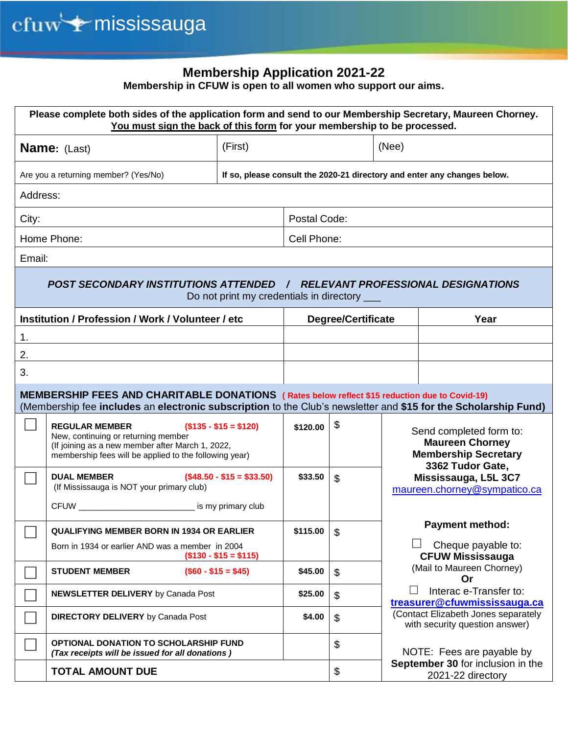cfuw mississauga

# Membership Application 2021-22

**Membership in CFUW is open to all women who support our aims.**

**Please complete both sides of the application form and send to our Membership Secretary, Maureen Chorney. You must sign the back of this form for your membership to be processed.**

| **Name:** (Last) | (First) | (Nee) |
|---|---|---|
| Are you a returning member? (Yes/No) | **If so, please consult the 2020-21 directory and enter any changes below.** | |

| Address: | |
|---|---|
| City: | Postal Code: |
| Home Phone: | Cell Phone: |
| Email: | |

***POST SECONDARY INSTITUTIONS ATTENDED / RELEVANT PROFESSIONAL DESIGNATIONS***

Do not print my credentials in directory ___

| Institution / Profession / Work / Volunteer / etc | Degree/Certificate | Year |
|---|---|---|
| 1. | | |
| 2. | | |
| 3. | | |

**MEMBERSHIP FEES AND CHARITABLE DONATIONS** **( Rates below reflect $15 reduction due to Covid-19)**

(Membership fee **includes** an **electronic subscription** to the Club's newsletter and **$15 for the Scholarship Fund)**

| ☐ | Category | Fee | Amount |
|---|---|---|---|
| ☐ | **REGULAR MEMBER** **($135 - $15 = $120)** New, continuing or returning member (If joining as a new member after March 1, 2022, membership fees will be applied to the following year) | **$120.00** | $ |
| ☐ | **DUAL MEMBER** **($48.50 - $15 = $33.50)** (If Mississauga is NOT your primary club) CFUW ________________________ is my primary club | **$33.50** | $ |
| ☐ | **QUALIFYING MEMBER BORN IN 1934 OR EARLIER** Born in 1934 or earlier AND was a member in 2004 **($130 - $15 = $115)** | **$115.00** | $ |
| ☐ | **STUDENT MEMBER** **($60 - $15 = $45)** | **$45.00** | $ |
| ☐ | **NEWSLETTER DELIVERY** by Canada Post | **$25.00** | $ |
| ☐ | **DIRECTORY DELIVERY** by Canada Post | **$4.00** | $ |
| ☐ | **OPTIONAL DONATION TO SCHOLARSHIP FUND** ***(Tax receipts will be issued for all donations )*** | | $ |
| | **TOTAL AMOUNT DUE** | | $ |

Send completed form to:
**Maureen Chorney**
**Membership Secretary**
**3362 Tudor Gate,**
**Mississauga, L5L 3C7**
maureen.chorney@sympatico.ca

**Payment method:**

☐ Cheque payable to:
**CFUW Mississauga**
(Mail to Maureen Chorney)
**Or**
☐ Interac e-Transfer to:
**treasurer@cfuwmississauga.ca**
(Contact Elizabeth Jones separately with security question answer)

NOTE: Fees are payable by **September 30** for inclusion in the 2021-22 directory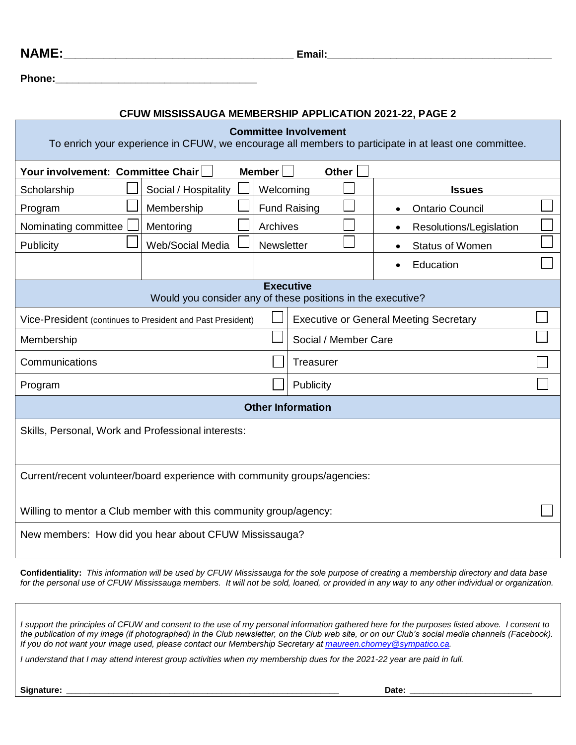**NAME:**_____________________________________ **Email:**_____________________________________

**Phone:**_________________________________

**CFUW MISSISSAUGA MEMBERSHIP APPLICATION 2021-22, PAGE 2**

**Committee Involvement**

To enrich your experience in CFUW, we encourage all members to participate in at least one committee.

**Your involvement: Committee Chair** ☐ **Member** ☐ **Other** ☐

| | | | | | | | |
|---|---|---|---|---|---|---|---|
| Scholarship | ☐ | Social / Hospitality | ☐ | Welcoming | ☐ | **Issues** | |
| Program | ☐ | Membership | ☐ | Fund Raising | ☐ | • Ontario Council | ☐ |
| Nominating committee | ☐ | Mentoring | ☐ | Archives | ☐ | • Resolutions/Legislation | ☐ |
| Publicity | ☐ | Web/Social Media | ☐ | Newsletter | ☐ | • Status of Women | ☐ |
| | | | | | | • Education | ☐ |

**Executive**

Would you consider any of these positions in the executive?

| | | | |
|---|---|---|---|
| Vice-President (continues to President and Past President) | ☐ | Executive or General Meeting Secretary | ☐ |
| Membership | ☐ | Social / Member Care | ☐ |
| Communications | ☐ | Treasurer | ☐ |
| Program | ☐ | Publicity | ☐ |

**Other Information**

Skills, Personal, Work and Professional interests:

Current/recent volunteer/board experience with community groups/agencies:

Willing to mentor a Club member with this community group/agency: ☐

New members: How did you hear about CFUW Mississauga?

**Confidentiality:** *This information will be used by CFUW Mississauga for the sole purpose of creating a membership directory and data base for the personal use of CFUW Mississauga members. It will not be sold, loaned, or provided in any way to any other individual or organization.*

*I support the principles of CFUW and consent to the use of my personal information gathered here for the purposes listed above. I consent to the publication of my image (if photographed) in the Club newsletter, on the Club web site, or on our Club's social media channels (Facebook). If you do not want your image used, please contact our Membership Secretary at maureen.chorney@sympatico.ca.*

*I understand that I may attend interest group activities when my membership dues for the 2021-22 year are paid in full.*

**Signature:** _____________________________________________ **Date:** ______________________